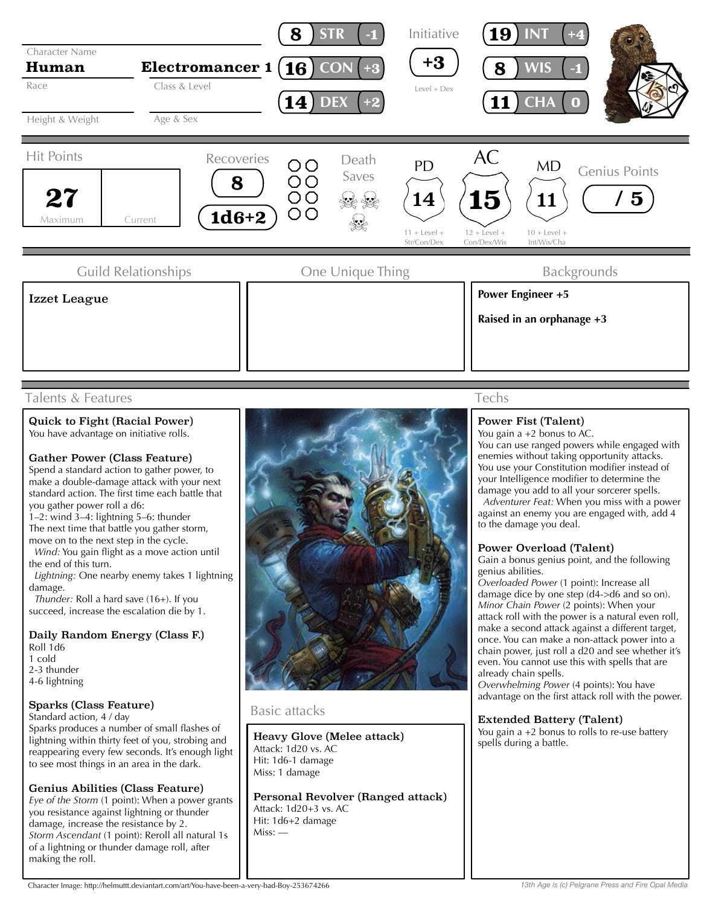**Character Name:** Human — Electromancer 1

Race | Class & Level

Height & Weight | Age & Sex

| Score | Ability | Mod |
|---|---|---|
| 8 | STR | -1 |
| 16 | CON | +3 |
| 14 | DEX | +2 |
| 19 | INT | +4 |
| 8 | WIS | -1 |
| 11 | CHA | 0 |

**Initiative:** +3 (Level + Dex)

**Hit Points:** 27 Maximum | Current

**Recoveries:** 8 — 1d6+2

**Death Saves**

**PD:** 14 (11 + Level + Str/Con/Dex)

**AC:** 15 (12 + Level + Con/Dex/Wis)

**MD:** 11 (10 + Level + Int/Wis/Cha)

**Genius Points:** / 5

## Guild Relationships

**Izzet League**

## One Unique Thing

## Backgrounds

**Power Engineer +5**

**Raised in an orphanage +3**

## Talents & Features

**Quick to Fight (Racial Power)**
You have advantage on initiative rolls.

**Gather Power (Class Feature)**
Spend a standard action to gather power, to make a double-damage attack with your next standard action. The first time each battle that you gather power roll a d6:
1–2: wind 3–4: lightning 5–6: thunder
The next time that battle you gather storm, move on to the next step in the cycle.
*Wind:* You gain flight as a move action until the end of this turn.
*Lightning:* One nearby enemy takes 1 lightning damage.
*Thunder:* Roll a hard save (16+). If you succeed, increase the escalation die by 1.

**Daily Random Energy (Class F.)**
Roll 1d6
1 cold
2-3 thunder
4-6 lightning

**Sparks (Class Feature)**
Standard action, 4 / day
Sparks produces a number of small flashes of lightning within thirty feet of you, strobing and reappearing every few seconds. It's enough light to see most things in an area in the dark.

**Genius Abilities (Class Feature)**
*Eye of the Storm* (1 point): When a power grants you resistance against lightning or thunder damage, increase the resistance by 2.
*Storm Ascendant* (1 point): Reroll all natural 1s of a lightning or thunder damage roll, after making the roll.

## Basic attacks

**Heavy Glove (Melee attack)**
Attack: 1d20 vs. AC
Hit: 1d6-1 damage
Miss: 1 damage

**Personal Revolver (Ranged attack)**
Attack: 1d20+3 vs. AC
Hit: 1d6+2 damage
Miss: —

## Techs

**Power Fist (Talent)**
You gain a +2 bonus to AC.
You can use ranged powers while engaged with enemies without taking opportunity attacks.
You use your Constitution modifier instead of your Intelligence modifier to determine the damage you add to all your sorcerer spells.
*Adventurer Feat:* When you miss with a power against an enemy you are engaged with, add 4 to the damage you deal.

**Power Overload (Talent)**
Gain a bonus genius point, and the following genius abilities.
*Overloaded Power* (1 point): Increase all damage dice by one step (d4->d6 and so on).
*Minor Chain Power* (2 points): When your attack roll with the power is a natural even roll, make a second attack against a different target, once. You can make a non-attack power into a chain power, just roll a d20 and see whether it's even. You cannot use this with spells that are already chain spells.
*Overwhelming Power* (4 points): You have advantage on the first attack roll with the power.

**Extended Battery (Talent)**
You gain a +2 bonus to rolls to re-use battery spells during a battle.

Character Image: http://helmuttt.deviantart.com/art/You-have-been-a-very-bad-Boy-253674266

13th Age is (c) Pelgrane Press and Fire Opal Media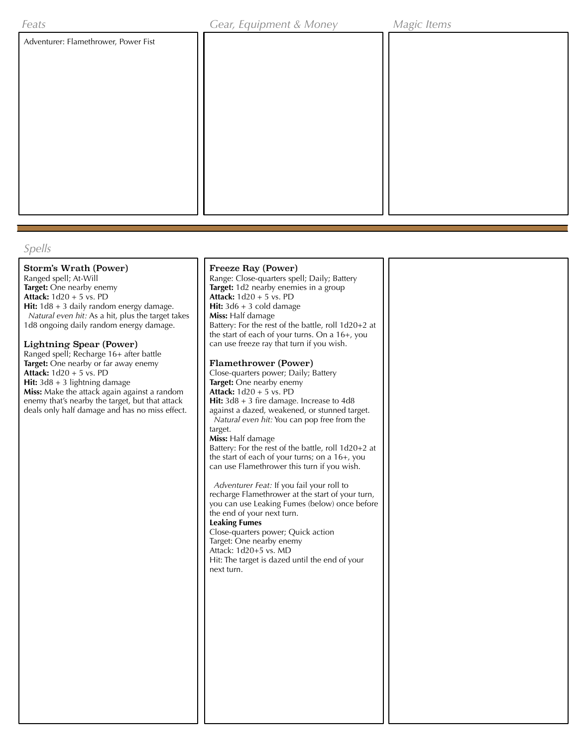## Feats

Adventurer: Flamethrower, Power Fist

## Gear, Equipment & Money

## Magic Items

## Spells

### Storm's Wrath (Power)

Ranged spell; At-Will
**Target:** One nearby enemy
**Attack:** 1d20 + 5 vs. PD
**Hit:** 1d8 + 3 daily random energy damage.
*Natural even hit:* As a hit, plus the target takes 1d8 ongoing daily random energy damage.

### Lightning Spear (Power)

Ranged spell; Recharge 16+ after battle
**Target:** One nearby or far away enemy
**Attack:** 1d20 + 5 vs. PD
**Hit:** 3d8 + 3 lightning damage
**Miss:** Make the attack again against a random enemy that's nearby the target, but that attack deals only half damage and has no miss effect.

### Freeze Ray (Power)

Range: Close-quarters spell; Daily; Battery
**Target:** 1d2 nearby enemies in a group
**Attack:** 1d20 + 5 vs. PD
**Hit:** 3d6 + 3 cold damage
**Miss:** Half damage
Battery: For the rest of the battle, roll 1d20+2 at the start of each of your turns. On a 16+, you can use freeze ray that turn if you wish.

### Flamethrower (Power)

Close-quarters power; Daily; Battery
**Target:** One nearby enemy
**Attack:** 1d20 + 5 vs. PD
**Hit:** 3d8 + 3 fire damage. Increase to 4d8 against a dazed, weakened, or stunned target.
*Natural even hit:* You can pop free from the target.
**Miss:** Half damage
Battery: For the rest of the battle, roll 1d20+2 at the start of each of your turns; on a 16+, you can use Flamethrower this turn if you wish.

*Adventurer Feat:* If you fail your roll to recharge Flamethrower at the start of your turn, you can use Leaking Fumes (below) once before the end of your next turn.

**Leaking Fumes**
Close-quarters power; Quick action
Target: One nearby enemy
Attack: 1d20+5 vs. MD
Hit: The target is dazed until the end of your next turn.